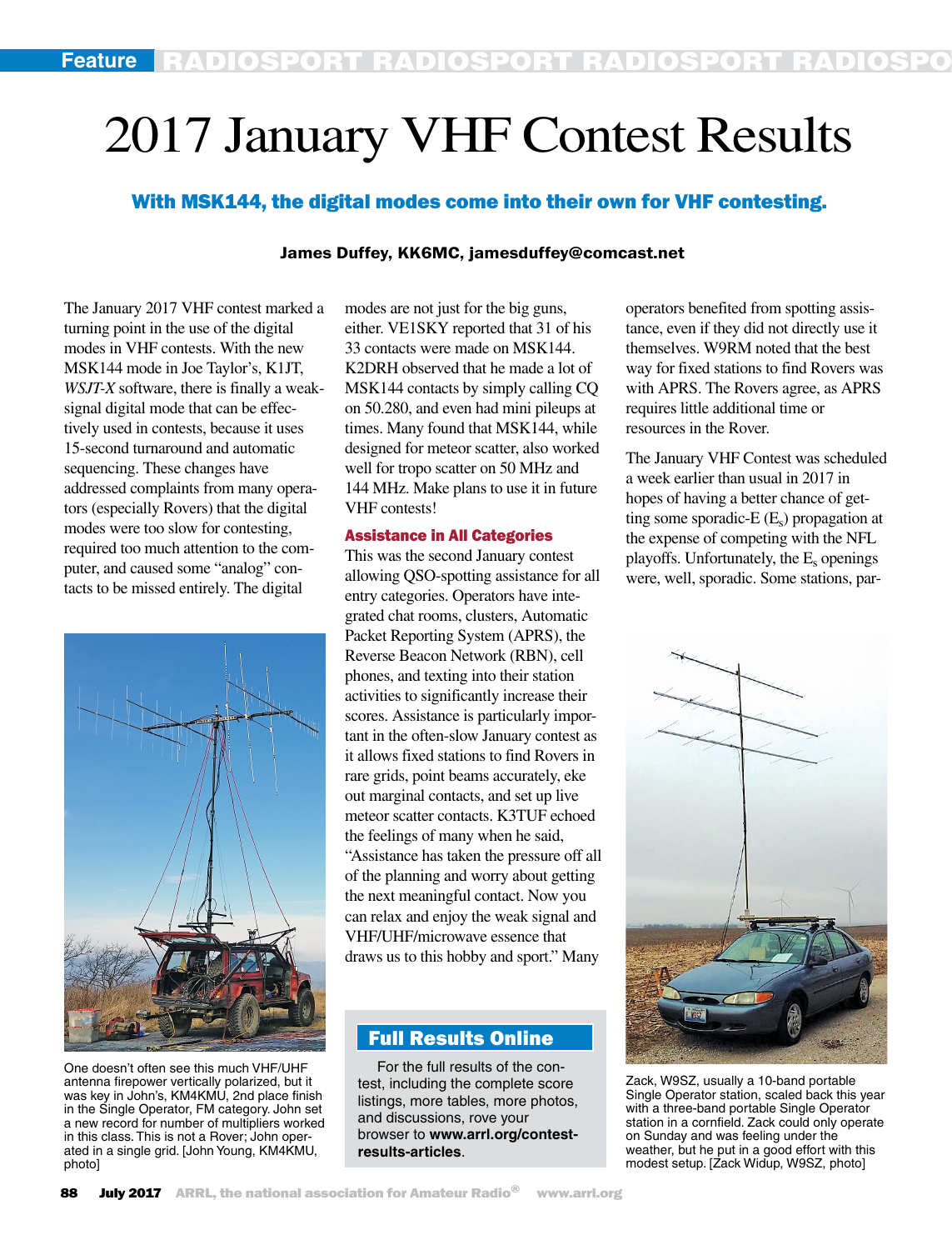# 2017 January VHF Contest Results

### With MSK144, the digital modes come into their own for VHF contesting.

**James Duffey, KK6MC, jamesduffey@comcast.net**

The January 2017 VHF contest marked a turning point in the use of the digital modes in VHF contests. With the new MSK144 mode in Joe Taylor's, K1JT, *WSJT-X* software, there is finally a weak-signal digital mode that can be effectively used in contests, because it uses 15-second turnaround and automatic sequencing. These changes have addressed complaints from many operators (especially Rovers) that the digital modes were too slow for contesting, required too much attention to the computer, and caused some "analog" contacts to be missed entirely. The digital modes are not just for the big guns, either. VE1SKY reported that 31 of his 33 contacts were made on MSK144. K2DRH observed that he made a lot of MSK144 contacts by simply calling CQ on 50.280, and even had mini pileups at times. Many found that MSK144, while designed for meteor scatter, also worked well for tropo scatter on 50 MHz and 144 MHz. Make plans to use it in future VHF contests!

One doesn't often see this much VHF/UHF antenna firepower vertically polarized, but it was key in John's, KM4KMU, 2nd place finish in the Single Operator, FM category. John set a new record for number of multipliers worked in this class. This is not a Rover; John operated in a single grid. [John Young, KM4KMU, photo]

## Assistance in All Categories

This was the second January contest allowing QSO-spotting assistance for all entry categories. Operators have integrated chat rooms, clusters, Automatic Packet Reporting System (APRS), the Reverse Beacon Network (RBN), cell phones, and texting into their station activities to significantly increase their scores. Assistance is particularly important in the often-slow January contest as it allows fixed stations to find Rovers in rare grids, point beams accurately, eke out marginal contacts, and set up live meteor scatter contacts. K3TUF echoed the feelings of many when he said, "Assistance has taken the pressure off all of the planning and worry about getting the next meaningful contact. Now you can relax and enjoy the weak signal and VHF/UHF/microwave essence that draws us to this hobby and sport." Many operators benefited from spotting assistance, even if they did not directly use it themselves. W9RM noted that the best way for fixed stations to find Rovers was with APRS. The Rovers agree, as APRS requires little additional time or resources in the Rover.

The January VHF Contest was scheduled a week earlier than usual in 2017 in hopes of having a better chance of getting some sporadic-E ($E_s$) propagation at the expense of competing with the NFL playoffs. Unfortunately, the $E_s$ openings were, well, sporadic. Some stations, par-

> **Full Results Online**
>
> For the full results of the contest, including the complete score listings, more tables, more photos, and discussions, rove your browser to **www.arrl.org/contest-results-articles**.

Zack, W9SZ, usually a 10-band portable Single Operator station, scaled back this year with a three-band portable Single Operator station in a cornfield. Zack could only operate on Sunday and was feeling under the weather, but he put in a good effort with this modest setup. [Zack Widup, W9SZ, photo]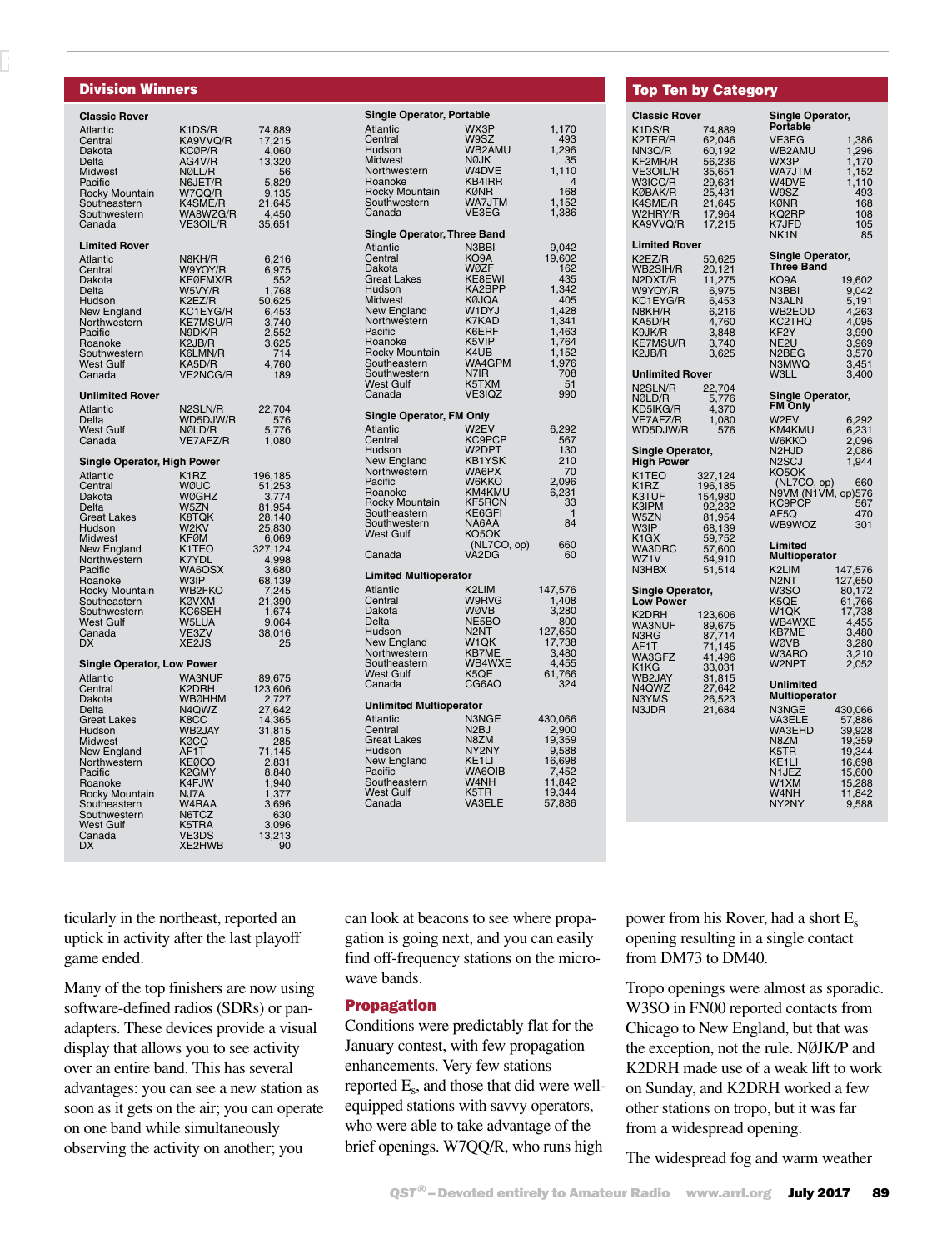## Division Winners

### Classic Rover

| Division | Call | Score |
|---|---|---|
| Atlantic | K1DS/R | 74,889 |
| Central | KA9VVQ/R | 17,215 |
| Dakota | KCØP/R | 4,060 |
| Delta | AG4V/R | 13,320 |
| Midwest | NØLL/R | 56 |
| Pacific | N6JET/R | 5,829 |
| Rocky Mountain | W7QQ/R | 9,135 |
| Southeastern | K4SME/R | 21,645 |
| Southwestern | WA8WZG/R | 4,450 |
| Canada | VE3OIL/R | 35,651 |

### Limited Rover

| Division | Call | Score |
|---|---|---|
| Atlantic | N8KH/R | 6,216 |
| Central | W9YOY/R | 6,975 |
| Dakota | KEØFMX/R | 552 |
| Delta | W5VY/R | 1,768 |
| Hudson | K2EZ/R | 50,625 |
| New England | KC1EYG/R | 6,453 |
| Northwestern | KE7MSU/R | 3,740 |
| Pacific | N9DK/R | 2,552 |
| Roanoke | K2JB/R | 3,625 |
| Southwestern | K6LMN/R | 714 |
| West Gulf | KA5D/R | 4,760 |
| Canada | VE2NCG/R | 189 |

### Unlimited Rover

| Division | Call | Score |
|---|---|---|
| Atlantic | N2SLN/R | 22,704 |
| Delta | WD5DJW/R | 576 |
| West Gulf | NØLD/R | 5,776 |
| Canada | VE7AFZ/R | 1,080 |

### Single Operator, High Power

| Division | Call | Score |
|---|---|---|
| Atlantic | K1RZ | 196,185 |
| Central | WØUC | 51,253 |
| Dakota | WØGHZ | 3,774 |
| Delta | W5ZN | 81,954 |
| Great Lakes | K8TQK | 28,140 |
| Hudson | W2KV | 25,830 |
| Midwest | KFØM | 6,069 |
| New England | K1TEO | 327,124 |
| Northwestern | K7YDL | 4,998 |
| Pacific | WA6OSX | 3,680 |
| Roanoke | W3IP | 68,139 |
| Rocky Mountain | WB2FKO | 7,245 |
| Southeastern | KØVXM | 21,390 |
| Southwestern | KC6SEH | 1,674 |
| West Gulf | W5LUA | 9,064 |
| Canada | VE3ZV | 38,016 |
| DX | XE2JS | 25 |

### Single Operator, Low Power

| Division | Call | Score |
|---|---|---|
| Atlantic | WA3NUF | 89,675 |
| Central | K2DRH | 123,606 |
| Dakota | WBØHHM | 2,727 |
| Delta | N4QWZ | 27,642 |
| Great Lakes | K8CC | 14,365 |
| Hudson | WB2JAY | 31,815 |
| Midwest | KØCQ | 285 |
| New England | AF1T | 71,145 |
| Northwestern | KEØCO | 2,831 |
| Pacific | K2GMY | 8,840 |
| Roanoke | K4FJW | 1,940 |
| Rocky Mountain | NJ7A | 1,377 |
| Southeastern | W4RAA | 3,696 |
| Southwestern | N6TCZ | 630 |
| West Gulf | K5TRA | 3,096 |
| Canada | VE3DS | 13,213 |
| DX | XE2HWB | 90 |

### Single Operator, Portable

| Division | Call | Score |
|---|---|---|
| Atlantic | WX3P | 1,170 |
| Central | W9SZ | 493 |
| Hudson | WB2AMU | 1,296 |
| Midwest | NØJK | 35 |
| Northwestern | W4DVE | 1,110 |
| Roanoke | KB4IRR | 4 |
| Rocky Mountain | KØNR | 168 |
| Southwestern | WA7JTM | 1,152 |
| Canada | VE3EG | 1,386 |

### Single Operator, Three Band

| Division | Call | Score |
|---|---|---|
| Atlantic | N3BBI | 9,042 |
| Central | KO9A | 19,602 |
| Dakota | WØZF | 162 |
| Great Lakes | KE8EWI | 435 |
| Hudson | KA2BPP | 1,342 |
| Midwest | KØJQA | 405 |
| New England | W1DYJ | 1,428 |
| Northwestern | K7KAD | 1,341 |
| Pacific | K6ERF | 1,463 |
| Roanoke | K5VIP | 1,764 |
| Rocky Mountain | K4UB | 1,152 |
| Southeastern | WA4GPM | 1,976 |
| Southwestern | N7IR | 708 |
| West Gulf | K5TXM | 51 |
| Canada | VE3IQZ | 990 |

### Single Operator, FM Only

| Division | Call | Score |
|---|---|---|
| Atlantic | W2EV | 6,292 |
| Central | KC9PCP | 567 |
| Hudson | W2DPT | 130 |
| New England | KB1YSK | 210 |
| Northwestern | WA6PX | 70 |
| Pacific | W6KKO | 2,096 |
| Roanoke | KM4KMU | 6,231 |
| Rocky Mountain | KF5RCN | 33 |
| Southeastern | KE6GFI | 1 |
| Southwestern | NA6AA | 84 |
| West Gulf | KO5OK (NL7CO, op) | 660 |
| Canada | VA2DG | 60 |

### Limited Multioperator

| Division | Call | Score |
|---|---|---|
| Atlantic | K2LIM | 147,576 |
| Central | W9RVG | 1,408 |
| Dakota | WØVB | 3,280 |
| Delta | NE5BO | 800 |
| Hudson | N2NT | 127,650 |
| New England | W1QK | 17,738 |
| Northwestern | KB7ME | 3,480 |
| Southeastern | WB4WXE | 4,455 |
| West Gulf | K5QE | 61,766 |
| Canada | CG6AO | 324 |

### Unlimited Multioperator

| Division | Call | Score |
|---|---|---|
| Atlantic | N3NGE | 430,066 |
| Central | N2BJ | 2,900 |
| Great Lakes | N8ZM | 19,359 |
| Hudson | NY2NY | 9,588 |
| New England | KE1LI | 16,698 |
| Pacific | WA6OIB | 7,452 |
| Southeastern | W4NH | 11,842 |
| West Gulf | K5TR | 19,344 |
| Canada | VA3ELE | 57,886 |

## Top Ten by Category

### Classic Rover

| Call | Score |
|---|---|
| K1DS/R | 74,889 |
| K2TER/R | 62,046 |
| NN3Q/R | 60,192 |
| KF2MR/R | 56,236 |
| VE3OIL/R | 35,651 |
| W3ICC/R | 29,631 |
| KØBAK/R | 25,431 |
| K4SME/R | 21,645 |
| W2HRY/R | 17,964 |
| KA9VVQ/R | 17,215 |

### Limited Rover

| Call | Score |
|---|---|
| K2EZ/R | 50,625 |
| WB2SIH/R | 20,121 |
| N2DXT/R | 11,275 |
| W9YOY/R | 6,975 |
| KC1EYG/R | 6,453 |
| N8KH/R | 6,216 |
| KA5D/R | 4,760 |
| K9JK/R | 3,848 |
| KE7MSU/R | 3,740 |
| K2JB/R | 3,625 |

### Unlimited Rover

| Call | Score |
|---|---|
| N2SLN/R | 22,704 |
| NØLD/R | 5,776 |
| KD5IKG/R | 4,370 |
| VE7AFZ/R | 1,080 |
| WD5DJW/R | 576 |

### Single Operator, High Power

| Call | Score |
|---|---|
| K1TEO | 327,124 |
| K1RZ | 196,185 |
| K3TUF | 154,980 |
| K3IPM | 92,232 |
| W5ZN | 81,954 |
| W3IP | 68,139 |
| K1GX | 59,752 |
| WA3DRC | 57,600 |
| WZ1V | 54,910 |
| N3HBX | 51,514 |

### Single Operator, Low Power

| Call | Score |
|---|---|
| K2DRH | 123,606 |
| WA3NUF | 89,675 |
| N3RG | 87,714 |
| AF1T | 71,145 |
| WA3GFZ | 41,496 |
| K1KG | 33,031 |
| WB2JAY | 31,815 |
| N4QWZ | 27,642 |
| N3YMS | 26,523 |
| N3JDR | 21,684 |

### Single Operator, Portable

| Call | Score |
|---|---|
| VE3EG | 1,386 |
| WB2AMU | 1,296 |
| WX3P | 1,170 |
| WA7JTM | 1,152 |
| W4DVE | 1,110 |
| W9SZ | 493 |
| KØNR | 168 |
| KQ2RP | 108 |
| K7JFD | 105 |
| NK1N | 85 |

### Single Operator, Three Band

| Call | Score |
|---|---|
| KO9A | 19,602 |
| N3BBI | 9,042 |
| N3ALN | 5,191 |
| WB2EOD | 4,263 |
| KC2THQ | 4,095 |
| KF2Y | 3,990 |
| NE2U | 3,969 |
| N2BEG | 3,570 |
| N3MWQ | 3,451 |
| W3LL | 3,400 |

### Single Operator, FM Only

| Call | Score |
|---|---|
| W2EV | 6,292 |
| KM4KMU | 6,231 |
| W6KKO | 2,096 |
| N2HJD | 2,086 |
| N2SCJ | 1,944 |
| KO5OK (NL7CO, op) | 660 |
| N9VM (N1VM, op) | 576 |
| KC9PCP | 567 |
| AF5Q | 470 |
| WB9WOZ | 301 |

### Limited Multioperator

| Call | Score |
|---|---|
| K2LIM | 147,576 |
| N2NT | 127,650 |
| W3SO | 80,172 |
| K5QE | 61,766 |
| W1QK | 17,738 |
| WB4WXE | 4,455 |
| KB7ME | 3,480 |
| WØVB | 3,280 |
| W3ARO | 3,210 |
| W2NPT | 2,052 |

### Unlimited Multioperator

| Call | Score |
|---|---|
| N3NGE | 430,066 |
| VA3ELE | 57,886 |
| WA3EHD | 39,928 |
| N8ZM | 19,359 |
| K5TR | 19,344 |
| KE1LI | 16,698 |
| N1JEZ | 15,600 |
| W1XM | 15,288 |
| W4NH | 11,842 |
| NY2NY | 9,588 |

ticularly in the northeast, reported an uptick in activity after the last playoff game ended.

Many of the top finishers are now using software-defined radios (SDRs) or pan-adapters. These devices provide a visual display that allows you to see activity over an entire band. This has several advantages: you can see a new station as soon as it gets on the air; you can operate on one band while simultaneously observing the activity on another; you can look at beacons to see where propagation is going next, and you can easily find off-frequency stations on the microwave bands.

## Propagation

Conditions were predictably flat for the January contest, with few propagation enhancements. Very few stations reported $E_s$, and those that did were well-equipped stations with savvy operators, who were able to take advantage of the brief openings. W7QQ/R, who runs high power from his Rover, had a short $E_s$ opening resulting in a single contact from DM73 to DM40.

Tropo openings were almost as sporadic. W3SO in FN00 reported contacts from Chicago to New England, but that was the exception, not the rule. NØJK/P and K2DRH made use of a weak lift to work on Sunday, and K2DRH worked a few other stations on tropo, but it was far from a widespread opening.

The widespread fog and warm weather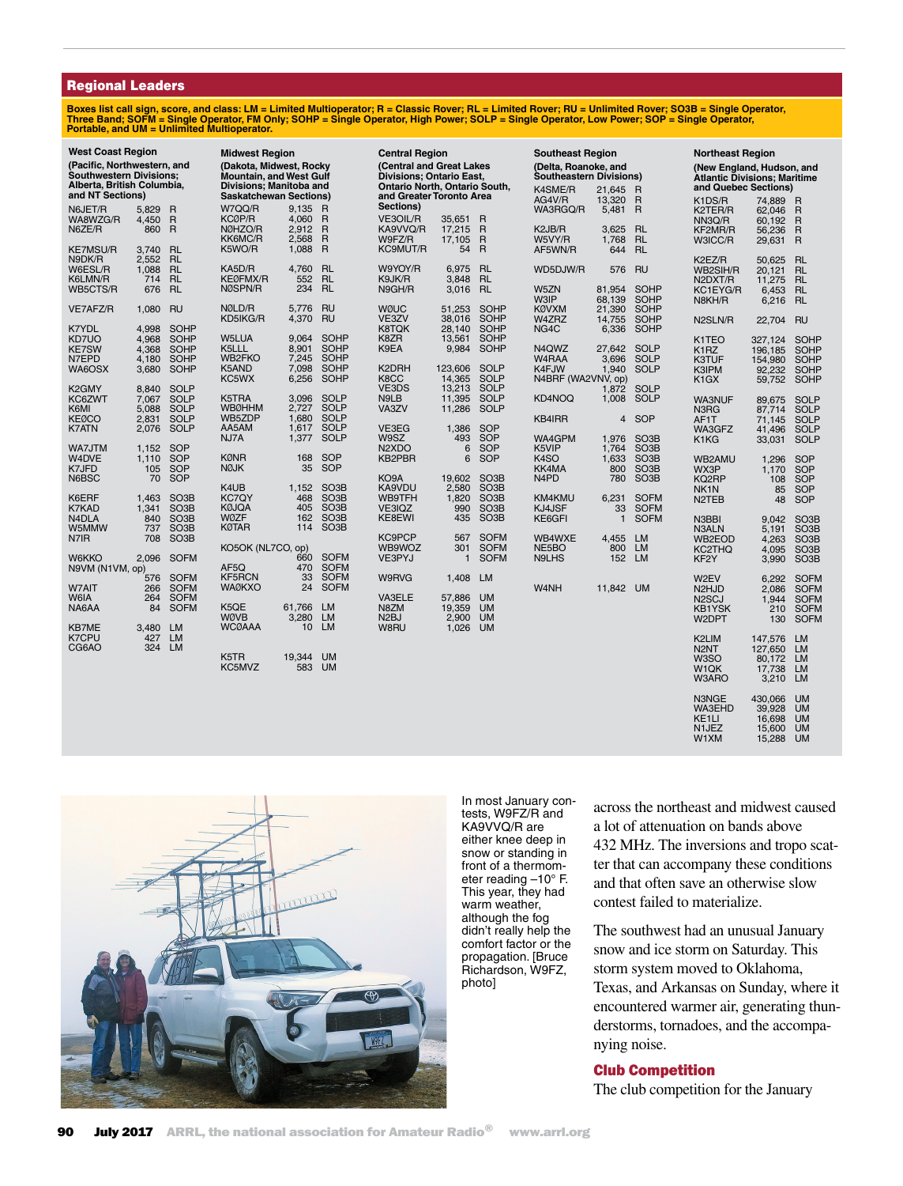## Regional Leaders

**Boxes list call sign, score, and class: LM = Limited Multioperator; R = Classic Rover; RL = Limited Rover; RU = Unlimited Rover; SO3B = Single Operator, Three Band; SOFM = Single Operator, FM Only; SOHP = Single Operator, High Power; SOLP = Single Operator, Low Power; SOP = Single Operator, Portable, and UM = Unlimited Multioperator.**

### West Coast Region

**(Pacific, Northwestern, and Southwestern Divisions; Alberta, British Columbia, and NT Sections)**

| Call | Score | Class |
|---|---|---|
| N6JET/R | 5,829 | R |
| WA8WZG/R | 4,450 | R |
| N6ZE/R | 860 | R |
| KE7MSU/R | 3,740 | RL |
| N9DK/R | 2,552 | RL |
| W6ESL/R | 1,088 | RL |
| K6LMN/R | 714 | RL |
| WB5CTS/R | 676 | RL |
| VE7AFZ/R | 1,080 | RU |
| K7YDL | 4,998 | SOHP |
| KD7UO | 4,968 | SOHP |
| KE7SW | 4,368 | SOHP |
| N7EPD | 4,180 | SOHP |
| WA6OSX | 3,680 | SOHP |
| K2GMY | 8,840 | SOLP |
| KC6ZWT | 7,067 | SOLP |
| K6MI | 5,088 | SOLP |
| KEØCO | 2,831 | SOLP |
| K7ATN | 2,076 | SOLP |
| WA7JTM | 1,152 | SOP |
| W4DVE | 1,110 | SOP |
| K7JFD | 105 | SOP |
| N6BSC | 70 | SOP |
| K6ERF | 1,463 | SO3B |
| K7KAD | 1,341 | SO3B |
| N4DLA | 840 | SO3B |
| W5MMW | 737 | SO3B |
| N7IR | 708 | SO3B |
| W6KKO | 2,096 | SOFM |
| N9VM (N1VM, op) | 576 | SOFM |
| W7AIT | 266 | SOFM |
| W6IA | 264 | SOFM |
| NA6AA | 84 | SOFM |
| KB7ME | 3,480 | LM |
| K7CPU | 427 | LM |
| CG6AO | 324 | LM |

### Midwest Region

**(Dakota, Midwest, Rocky Mountain, and West Gulf Divisions; Manitoba and Saskatchewan Sections)**

| Call | Score | Class |
|---|---|---|
| W7QQ/R | 9,135 | R |
| KCØP/R | 4,060 | R |
| NØHZO/R | 2,912 | R |
| KK6MC/R | 2,568 | R |
| K5WO/R | 1,088 | R |
| KA5D/R | 4,760 | RL |
| KEØFMX/R | 552 | RL |
| NØSPN/R | 234 | RL |
| NØLD/R | 5,776 | RU |
| KD5IKG/R | 4,370 | RU |
| W5LUA | 9,064 | SOHP |
| K5LLL | 8,901 | SOHP |
| WB2FKO | 7,245 | SOHP |
| K5AND | 7,098 | SOHP |
| KC5WX | 6,256 | SOHP |
| K5TRA | 3,096 | SOLP |
| WBØHHM | 2,727 | SOLP |
| WB5ZDP | 1,680 | SOLP |
| AA5AM | 1,617 | SOLP |
| NJ7A | 1,377 | SOLP |
| KØNR | 168 | SOP |
| NØJK | 35 | SOP |
| K4UB | 1,152 | SO3B |
| KC7QY | 468 | SO3B |
| KØJQA | 405 | SO3B |
| WØZF | 162 | SO3B |
| KØTAR | 114 | SO3B |
| KO5OK (NL7CO, op) | 660 | SOFM |
| AF5Q | 470 | SOFM |
| KF5RCN | 33 | SOFM |
| WAØKXO | 24 | SOFM |
| K5QE | 61,766 | LM |
| WØVB | 3,280 | LM |
| WCØAAA | 10 | LM |
| K5TR | 19,344 | UM |
| KC5MVZ | 583 | UM |

### Central Region

**(Central and Great Lakes Divisions; Ontario East, Ontario North, Ontario South, and Greater Toronto Area Sections)**

| Call | Score | Class |
|---|---|---|
| VE3OIL/R | 35,651 | R |
| KA9VVQ/R | 17,215 | R |
| W9FZ/R | 17,105 | R |
| KC9MUT/R | 54 | R |
| W9YOY/R | 6,975 | RL |
| K9JK/R | 3,848 | RL |
| N9GH/R | 3,016 | RL |
| WØUC | 51,253 | SOHP |
| VE3ZV | 38,016 | SOHP |
| K8TQK | 28,140 | SOHP |
| K8ZR | 13,561 | SOHP |
| K9EA | 9,984 | SOHP |
| K2DRH | 123,606 | SOLP |
| K8CC | 14,365 | SOLP |
| VE3DS | 13,213 | SOLP |
| N9LB | 11,395 | SOLP |
| VA3ZV | 11,286 | SOLP |
| VE3EG | 1,386 | SOP |
| W9SZ | 493 | SOP |
| N2XDO | 6 | SOP |
| KB2PBR | 6 | SOP |
| KO9A | 19,602 | SO3B |
| KA9VDU | 2,580 | SO3B |
| WB9TFH | 1,820 | SO3B |
| VE3IQZ | 990 | SO3B |
| KE8EWI | 435 | SO3B |
| KC9PCP | 567 | SOFM |
| WB9WOZ | 301 | SOFM |
| VE3PYJ | 1 | SOFM |
| W9RVG | 1,408 | LM |
| VA3ELE | 57,886 | UM |
| N8ZM | 19,359 | UM |
| N2BJ | 2,900 | UM |
| W8RU | 1,026 | UM |

### Southeast Region

**(Delta, Roanoke, and Southeastern Divisions)**

| Call | Score | Class |
|---|---|---|
| K4SME/R | 21,645 | R |
| AG4V/R | 13,320 | R |
| WA3RGQ/R | 5,481 | R |
| K2JB/R | 3,625 | RL |
| W5VY/R | 1,768 | RL |
| AF5WN/R | 644 | RL |
| WD5DJW/R | 576 | RU |
| W5ZN | 81,954 | SOHP |
| W3IP | 68,139 | SOHP |
| KØVXM | 21,390 | SOHP |
| W4ZRZ | 14,755 | SOHP |
| NG4C | 6,336 | SOHP |
| N4QWZ | 27,642 | SOLP |
| W4RAA | 3,696 | SOLP |
| K4FJW | 1,940 | SOLP |
| N4BRF (WA2VNV, op) | 1,872 | SOLP |
| KD4NOQ | 1,008 | SOLP |
| KB4IRR | 4 | SOP |
| WA4GPM | 1,976 | SO3B |
| K5VIP | 1,764 | SO3B |
| K4SO | 1,633 | SO3B |
| KK4MA | 800 | SO3B |
| N4PD | 780 | SO3B |
| KM4KMU | 6,231 | SOFM |
| KJ4JSF | 33 | SOFM |
| KE6GFI | 1 | SOFM |
| WB4WXE | 4,455 | LM |
| NE5BO | 800 | LM |
| N9LHS | 152 | LM |
| W4NH | 11,842 | UM |

### Northeast Region

**(New England, Hudson, and Atlantic Divisions; Maritime and Quebec Sections)**

| Call | Score | Class |
|---|---|---|
| K1DS/R | 74,889 | R |
| K2TER/R | 62,046 | R |
| NN3Q/R | 60,192 | R |
| KF2MR/R | 56,236 | R |
| W3ICC/R | 29,631 | R |
| K2EZ/R | 50,625 | RL |
| WB2SIH/R | 20,121 | RL |
| N2DXT/R | 11,275 | RL |
| KC1EYG/R | 6,453 | RL |
| N8KH/R | 6,216 | RL |
| N2SLN/R | 22,704 | RU |
| K1TEO | 327,124 | SOHP |
| K1RZ | 196,185 | SOHP |
| K3TUF | 154,980 | SOHP |
| K3IPM | 92,232 | SOHP |
| K1GX | 59,752 | SOHP |
| WA3NUF | 89,675 | SOLP |
| N3RG | 87,714 | SOLP |
| AF1T | 71,145 | SOLP |
| WA3GFZ | 41,496 | SOLP |
| K1KG | 33,031 | SOLP |
| WB2AMU | 1,296 | SOP |
| WX3P | 1,170 | SOP |
| KQ2RP | 108 | SOP |
| NK1N | 85 | SOP |
| N2TEB | 48 | SOP |
| N3BBI | 9,042 | SO3B |
| N3ALN | 5,191 | SO3B |
| WB2EOD | 4,263 | SO3B |
| KC2THQ | 4,095 | SO3B |
| KF2Y | 3,990 | SO3B |
| W2EV | 6,292 | SOFM |
| N2HJD | 2,086 | SOFM |
| N2SCJ | 1,944 | SOFM |
| KB1YSK | 210 | SOFM |
| W2DPT | 130 | SOFM |
| K2LIM | 147,576 | LM |
| N2NT | 127,650 | LM |
| W3SO | 80,172 | LM |
| W1QK | 17,738 | LM |
| W3ARO | 3,210 | LM |
| N3NGE | 430,066 | UM |
| WA3EHD | 39,928 | UM |
| KE1LI | 16,698 | UM |
| N1JEZ | 15,600 | UM |
| W1XM | 15,288 | UM |

In most January contests, W9FZ/R and KA9VVQ/R are either knee deep in snow or standing in front of a thermometer reading –10° F. This year, they had warm weather, although the fog didn't really help the comfort factor or the propagation. [Bruce Richardson, W9FZ, photo]

across the northeast and midwest caused a lot of attenuation on bands above 432 MHz. The inversions and tropo scatter that can accompany these conditions and that often save an otherwise slow contest failed to materialize.

The southwest had an unusual January snow and ice storm on Saturday. This storm system moved to Oklahoma, Texas, and Arkansas on Sunday, where it encountered warmer air, generating thunderstorms, tornadoes, and the accompanying noise.

### Club Competition

The club competition for the January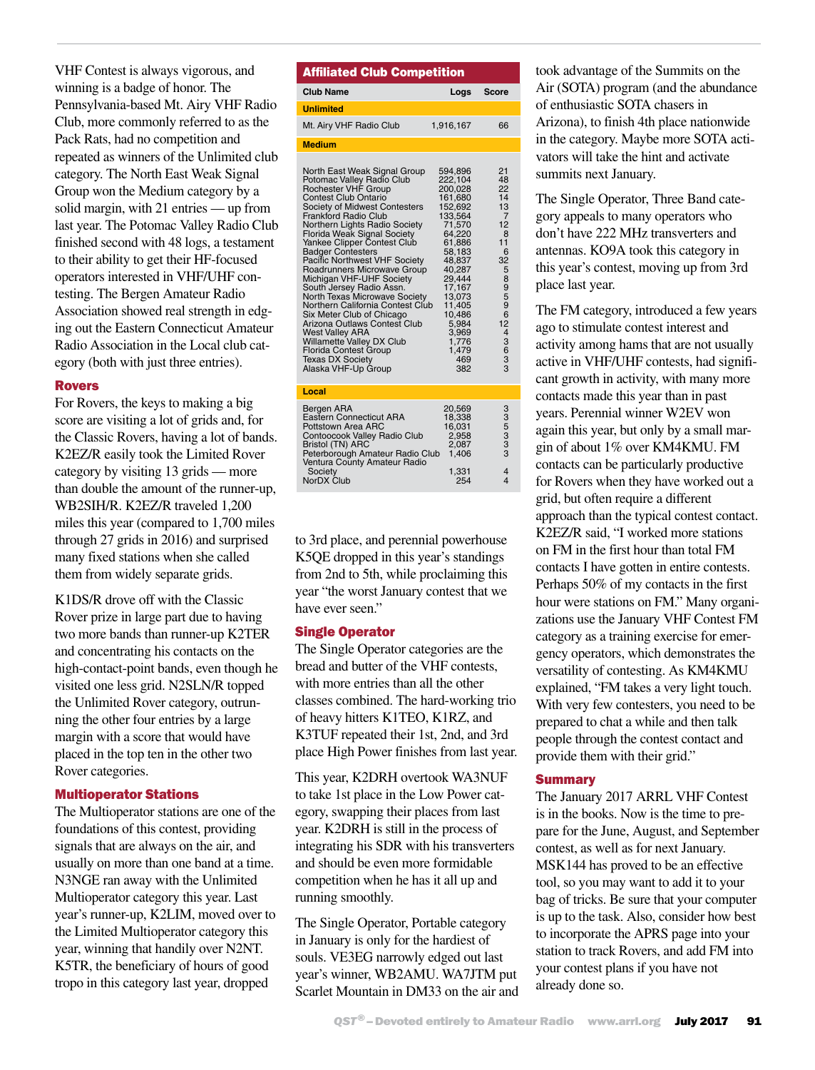VHF Contest is always vigorous, and winning is a badge of honor. The Pennsylvania-based Mt. Airy VHF Radio Club, more commonly referred to as the Pack Rats, had no competition and repeated as winners of the Unlimited club category. The North East Weak Signal Group won the Medium category by a solid margin, with 21 entries — up from last year. The Potomac Valley Radio Club finished second with 48 logs, a testament to their ability to get their HF-focused operators interested in VHF/UHF contesting. The Bergen Amateur Radio Association showed real strength in edging out the Eastern Connecticut Amateur Radio Association in the Local club category (both with just three entries).

### Rovers

For Rovers, the keys to making a big score are visiting a lot of grids and, for the Classic Rovers, having a lot of bands. K2EZ/R easily took the Limited Rover category by visiting 13 grids — more than double the amount of the runner-up, WB2SIH/R. K2EZ/R traveled 1,200 miles this year (compared to 1,700 miles through 27 grids in 2016) and surprised many fixed stations when she called them from widely separate grids.

K1DS/R drove off with the Classic Rover prize in large part due to having two more bands than runner-up K2TER and concentrating his contacts on the high-contact-point bands, even though he visited one less grid. N2SLN/R topped the Unlimited Rover category, outrunning the other four entries by a large margin with a score that would have placed in the top ten in the other two Rover categories.

### Multioperator Stations

The Multioperator stations are one of the foundations of this contest, providing signals that are always on the air, and usually on more than one band at a time. N3NGE ran away with the Unlimited Multioperator category this year. Last year's runner-up, K2LIM, moved over to the Limited Multioperator category this year, winning that handily over N2NT. K5TR, the beneficiary of hours of good tropo in this category last year, dropped to 3rd place, and perennial powerhouse K5QE dropped in this year's standings from 2nd to 5th, while proclaiming this year "the worst January contest that we have ever seen."

**Affiliated Club Competition**

| Club Name | Logs | Score |
|---|---|---|
| **Unlimited** | | |
| Mt. Airy VHF Radio Club | 1,916,167 | 66 |
| **Medium** | | |
| North East Weak Signal Group | 594,896 | 21 |
| Potomac Valley Radio Club | 222,104 | 48 |
| Rochester VHF Group | 200,028 | 22 |
| Contest Club Ontario | 161,680 | 14 |
| Society of Midwest Contesters | 152,692 | 13 |
| Frankford Radio Club | 133,564 | 7 |
| Northern Lights Radio Society | 71,570 | 12 |
| Florida Weak Signal Society | 64,220 | 8 |
| Yankee Clipper Contest Club | 61,886 | 11 |
| Badger Contesters | 58,183 | 6 |
| Pacific Northwest VHF Society | 48,837 | 32 |
| Roadrunners Microwave Group | 40,287 | 5 |
| Michigan VHF-UHF Society | 29,444 | 8 |
| South Jersey Radio Assn. | 17,167 | 9 |
| North Texas Microwave Society | 13,073 | 5 |
| Northern California Contest Club | 11,405 | 9 |
| Six Meter Club of Chicago | 10,486 | 6 |
| Arizona Outlaws Contest Club | 5,984 | 12 |
| West Valley ARA | 3,969 | 4 |
| Willamette Valley DX Club | 1,776 | 3 |
| Florida Contest Group | 1,479 | 6 |
| Texas DX Society | 469 | 3 |
| Alaska VHF-Up Group | 382 | 3 |
| **Local** | | |
| Bergen ARA | 20,569 | 3 |
| Eastern Connecticut ARA | 18,338 | 3 |
| Pottstown Area ARC | 16,031 | 5 |
| Contoocook Valley Radio Club | 2,958 | 3 |
| Bristol (TN) ARC | 2,087 | 3 |
| Peterborough Amateur Radio Club | 1,406 | 3 |
| Ventura County Amateur Radio Society | 1,331 | 4 |
| NorDX Club | 254 | 4 |

### Single Operator

The Single Operator categories are the bread and butter of the VHF contests, with more entries than all the other classes combined. The hard-working trio of heavy hitters K1TEO, K1RZ, and K3TUF repeated their 1st, 2nd, and 3rd place High Power finishes from last year.

This year, K2DRH overtook WA3NUF to take 1st place in the Low Power category, swapping their places from last year. K2DRH is still in the process of integrating his SDR with his transverters and should be even more formidable competition when he has it all up and running smoothly.

The Single Operator, Portable category in January is only for the hardiest of souls. VE3EG narrowly edged out last year's winner, WB2AMU. WA7JTM put Scarlet Mountain in DM33 on the air and took advantage of the Summits on the Air (SOTA) program (and the abundance of enthusiastic SOTA chasers in Arizona), to finish 4th place nationwide in the category. Maybe more SOTA activators will take the hint and activate summits next January.

The Single Operator, Three Band category appeals to many operators who don't have 222 MHz transverters and antennas. KO9A took this category in this year's contest, moving up from 3rd place last year.

The FM category, introduced a few years ago to stimulate contest interest and activity among hams that are not usually active in VHF/UHF contests, had significant growth in activity, with many more contacts made this year than in past years. Perennial winner W2EV won again this year, but only by a small margin of about 1% over KM4KMU. FM contacts can be particularly productive for Rovers when they have worked out a grid, but often require a different approach than the typical contest contact. K2EZ/R said, "I worked more stations on FM in the first hour than total FM contacts I have gotten in entire contests. Perhaps 50% of my contacts in the first hour were stations on FM." Many organizations use the January VHF Contest FM category as a training exercise for emergency operators, which demonstrates the versatility of contesting. As KM4KMU explained, "FM takes a very light touch. With very few contesters, you need to be prepared to chat a while and then talk people through the contest contact and provide them with their grid."

### Summary

The January 2017 ARRL VHF Contest is in the books. Now is the time to prepare for the June, August, and September contest, as well as for next January. MSK144 has proved to be an effective tool, so you may want to add it to your bag of tricks. Be sure that your computer is up to the task. Also, consider how best to incorporate the APRS page into your station to track Rovers, and add FM into your contest plans if you have not already done so.